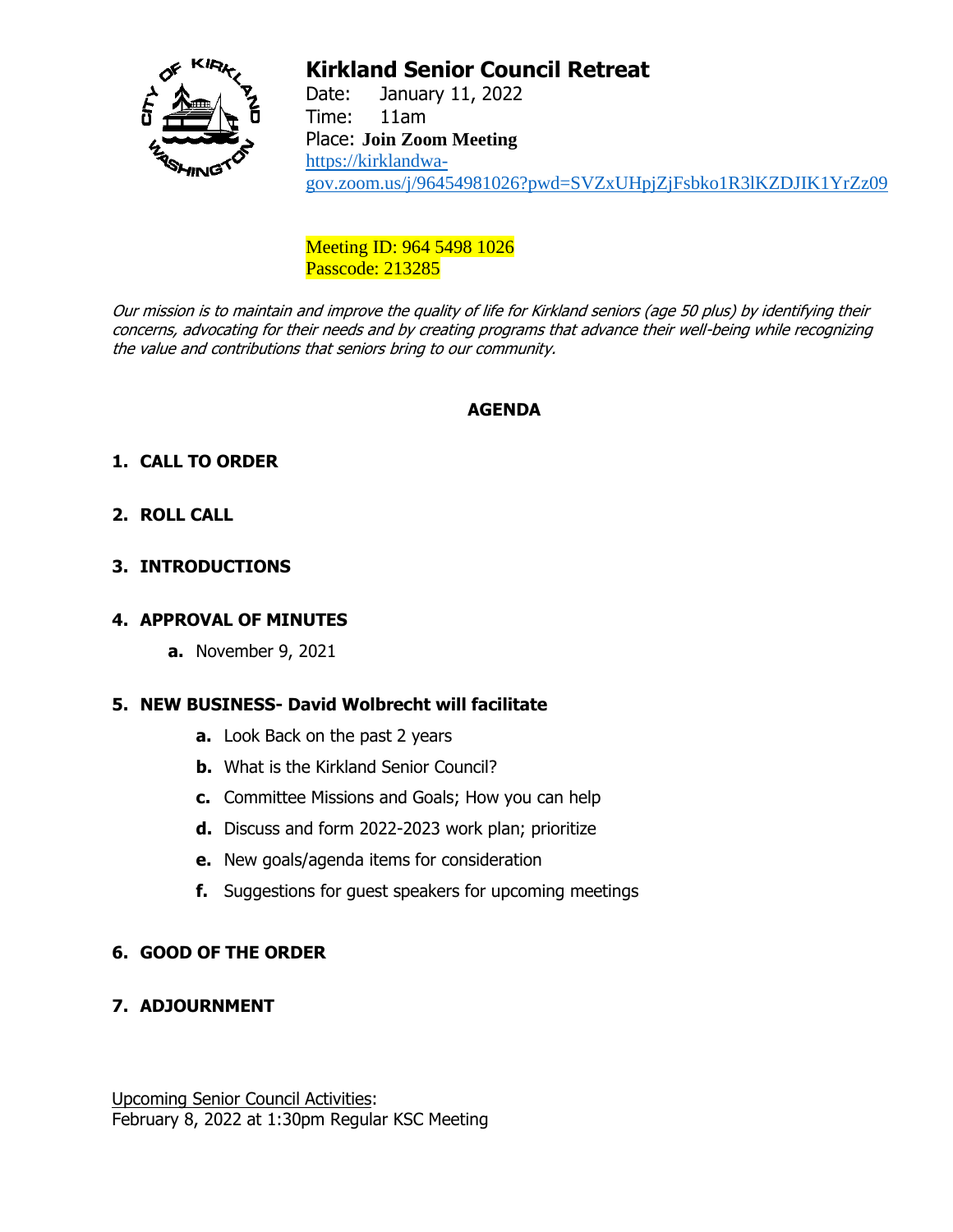# Kirkland Senior Council Retreat

Date: January 11, 2022
Time: 11am
Place: **Join Zoom Meeting**
https://kirklandwa-gov.zoom.us/j/96454981026?pwd=SVZxUHpjZjFsbko1R3lKZDJIK1YrZz09

Meeting ID: 964 5498 1026
Passcode: 213285

*Our mission is to maintain and improve the quality of life for Kirkland seniors (age 50 plus) by identifying their concerns, advocating for their needs and by creating programs that advance their well-being while recognizing the value and contributions that seniors bring to our community.*

## AGENDA

1. **CALL TO ORDER**

2. **ROLL CALL**

3. **INTRODUCTIONS**

4. **APPROVAL OF MINUTES**
   a. November 9, 2021

5. **NEW BUSINESS- David Wolbrecht will facilitate**
   a. Look Back on the past 2 years
   b. What is the Kirkland Senior Council?
   c. Committee Missions and Goals; How you can help
   d. Discuss and form 2022-2023 work plan; prioritize
   e. New goals/agenda items for consideration
   f. Suggestions for guest speakers for upcoming meetings

6. **GOOD OF THE ORDER**

7. **ADJOURNMENT**

Upcoming Senior Council Activities:
February 8, 2022 at 1:30pm Regular KSC Meeting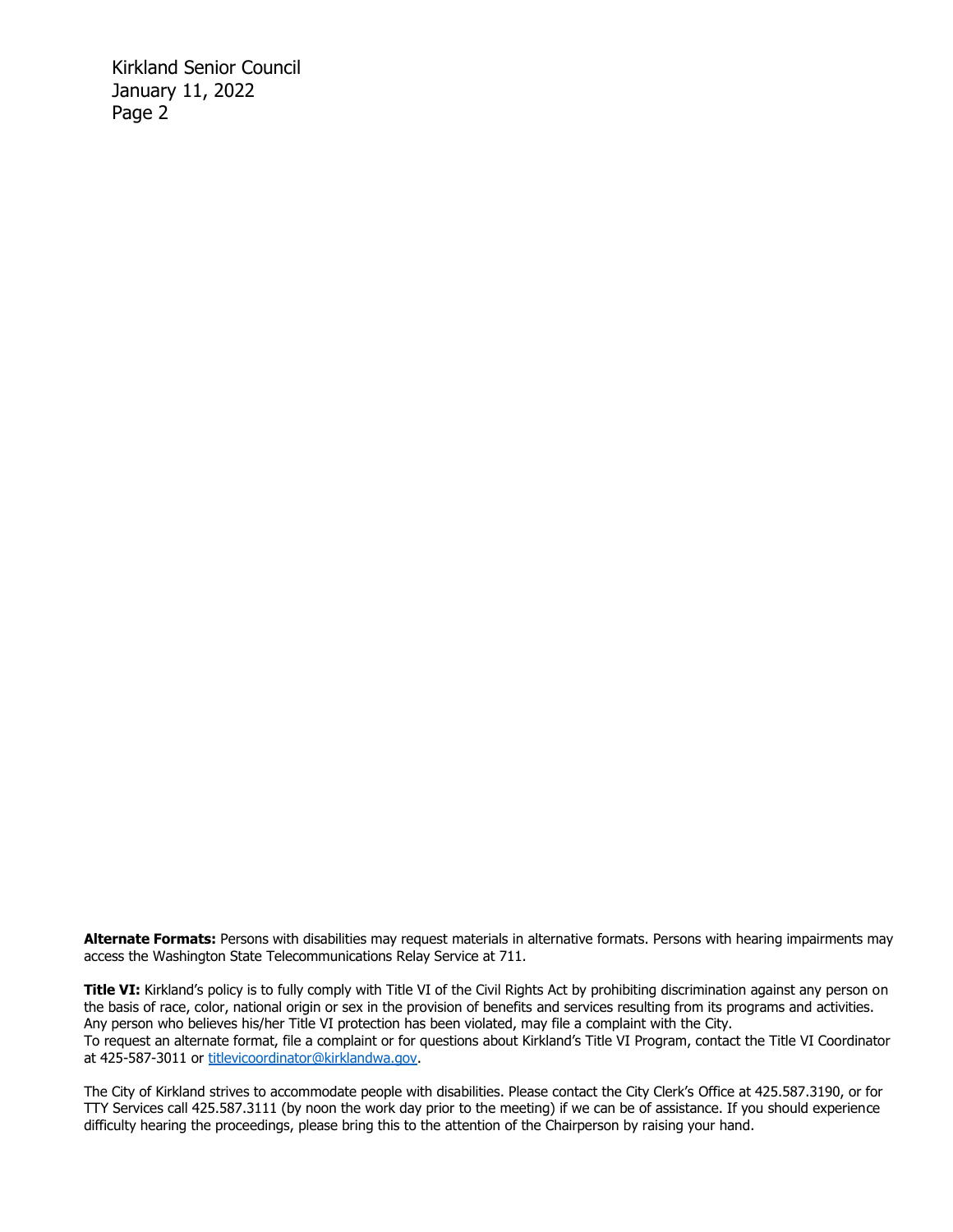**Alternate Formats:** Persons with disabilities may request materials in alternative formats. Persons with hearing impairments may access the Washington State Telecommunications Relay Service at 711.

**Title VI:** Kirkland's policy is to fully comply with Title VI of the Civil Rights Act by prohibiting discrimination against any person on the basis of race, color, national origin or sex in the provision of benefits and services resulting from its programs and activities. Any person who believes his/her Title VI protection has been violated, may file a complaint with the City.
To request an alternate format, file a complaint or for questions about Kirkland's Title VI Program, contact the Title VI Coordinator at 425-587-3011 or titlevicoordinator@kirklandwa.gov.

The City of Kirkland strives to accommodate people with disabilities. Please contact the City Clerk's Office at 425.587.3190, or for TTY Services call 425.587.3111 (by noon the work day prior to the meeting) if we can be of assistance. If you should experience difficulty hearing the proceedings, please bring this to the attention of the Chairperson by raising your hand.